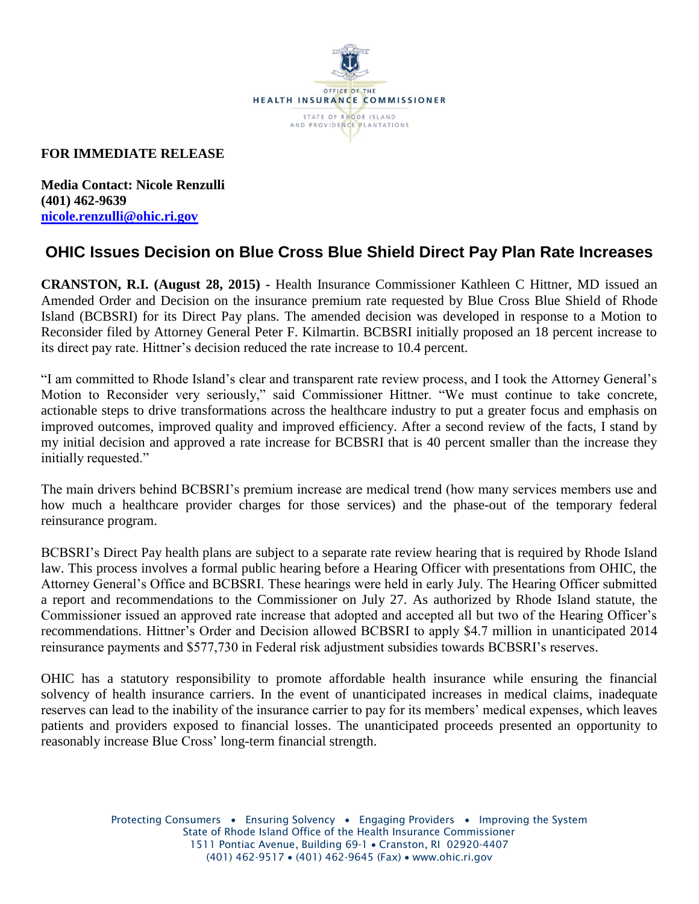OFFICE OF THE
HEALTH INSURANCE COMMISSIONER
STATE OF RHODE ISLAND
AND PROVIDENCE PLANTATIONS

**FOR IMMEDIATE RELEASE**

**Media Contact: Nicole Renzulli**
**(401) 462-9639**
**nicole.renzulli@ohic.ri.gov**

# OHIC Issues Decision on Blue Cross Blue Shield Direct Pay Plan Rate Increases

**CRANSTON, R.I. (August 28, 2015)** - Health Insurance Commissioner Kathleen C Hittner, MD issued an Amended Order and Decision on the insurance premium rate requested by Blue Cross Blue Shield of Rhode Island (BCBSRI) for its Direct Pay plans. The amended decision was developed in response to a Motion to Reconsider filed by Attorney General Peter F. Kilmartin. BCBSRI initially proposed an 18 percent increase to its direct pay rate. Hittner's decision reduced the rate increase to 10.4 percent.

"I am committed to Rhode Island's clear and transparent rate review process, and I took the Attorney General's Motion to Reconsider very seriously," said Commissioner Hittner. "We must continue to take concrete, actionable steps to drive transformations across the healthcare industry to put a greater focus and emphasis on improved outcomes, improved quality and improved efficiency. After a second review of the facts, I stand by my initial decision and approved a rate increase for BCBSRI that is 40 percent smaller than the increase they initially requested."

The main drivers behind BCBSRI's premium increase are medical trend (how many services members use and how much a healthcare provider charges for those services) and the phase-out of the temporary federal reinsurance program.

BCBSRI's Direct Pay health plans are subject to a separate rate review hearing that is required by Rhode Island law. This process involves a formal public hearing before a Hearing Officer with presentations from OHIC, the Attorney General's Office and BCBSRI. These hearings were held in early July. The Hearing Officer submitted a report and recommendations to the Commissioner on July 27. As authorized by Rhode Island statute, the Commissioner issued an approved rate increase that adopted and accepted all but two of the Hearing Officer's recommendations. Hittner's Order and Decision allowed BCBSRI to apply $4.7 million in unanticipated 2014 reinsurance payments and $577,730 in Federal risk adjustment subsidies towards BCBSRI's reserves.

OHIC has a statutory responsibility to promote affordable health insurance while ensuring the financial solvency of health insurance carriers. In the event of unanticipated increases in medical claims, inadequate reserves can lead to the inability of the insurance carrier to pay for its members' medical expenses, which leaves patients and providers exposed to financial losses. The unanticipated proceeds presented an opportunity to reasonably increase Blue Cross' long-term financial strength.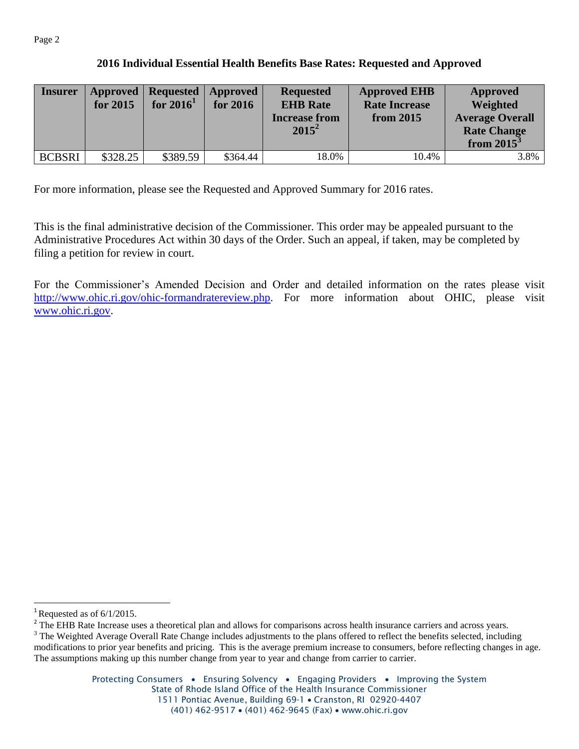**2016 Individual Essential Health Benefits Base Rates: Requested and Approved**

| Insurer | Approved for 2015 | Requested for 2016[1] | Approved for 2016 | Requested EHB Rate Increase from 2015[2] | Approved EHB Rate Increase from 2015 | Approved Weighted Average Overall Rate Change from 2015[3] |
|---|---|---|---|---|---|---|
| BCBSRI | $328.25 | $389.59 | $364.44 | 18.0% | 10.4% | 3.8% |

For more information, please see the Requested and Approved Summary for 2016 rates.

This is the final administrative decision of the Commissioner. This order may be appealed pursuant to the Administrative Procedures Act within 30 days of the Order. Such an appeal, if taken, may be completed by filing a petition for review in court.

For the Commissioner's Amended Decision and Order and detailed information on the rates please visit http://www.ohic.ri.gov/ohic-formandratereview.php. For more information about OHIC, please visit www.ohic.ri.gov.

---

[1] Requested as of 6/1/2015.

[2] The EHB Rate Increase uses a theoretical plan and allows for comparisons across health insurance carriers and across years.

[3] The Weighted Average Overall Rate Change includes adjustments to the plans offered to reflect the benefits selected, including modifications to prior year benefits and pricing. This is the average premium increase to consumers, before reflecting changes in age. The assumptions making up this number change from year to year and change from carrier to carrier.